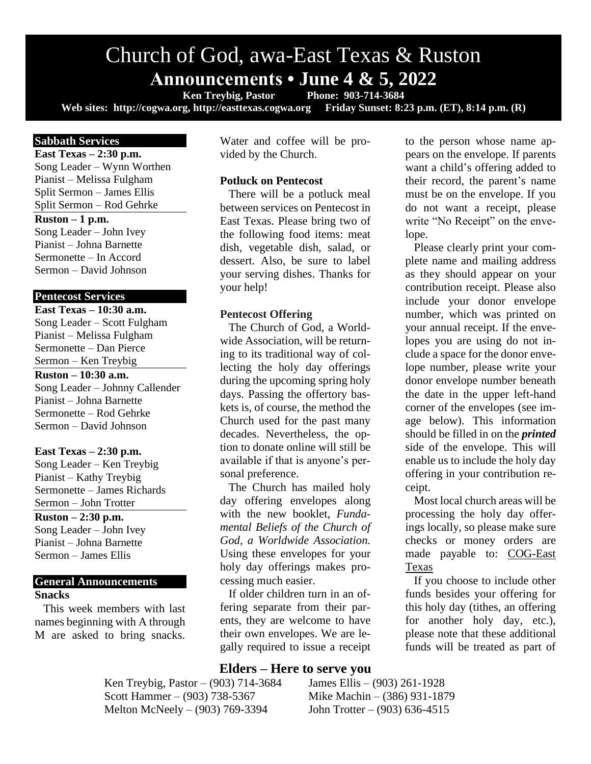# Church of God, awa-East Texas & Ruston

## Announcements • June 4 & 5, 2022

**Ken Treybig, Pastor Phone: 903-714-3684**

**Web sites: http://cogwa.org, http://easttexas.cogwa.org Friday Sunset: 8:23 p.m. (ET), 8:14 p.m. (R)**

### Sabbath Services

**East Texas – 2:30 p.m.**
Song Leader – Wynn Worthen
Pianist – Melissa Fulgham
Split Sermon – James Ellis
Split Sermon – Rod Gehrke

**Ruston – 1 p.m.**
Song Leader – John Ivey
Pianist – Johna Barnette
Sermonette – In Accord
Sermon – David Johnson

### Pentecost Services

**East Texas – 10:30 a.m.**
Song Leader – Scott Fulgham
Pianist – Melissa Fulgham
Sermonette – Dan Pierce
Sermon – Ken Treybig

**Ruston – 10:30 a.m.**
Song Leader – Johnny Callender
Pianist – Johna Barnette
Sermonette – Rod Gehrke
Sermon – David Johnson

**East Texas – 2:30 p.m.**
Song Leader – Ken Treybig
Pianist – Kathy Treybig
Sermonette – James Richards
Sermon – John Trotter

**Ruston – 2:30 p.m.**
Song Leader – John Ivey
Pianist – Johna Barnette
Sermon – James Ellis

### General Announcements

**Snacks**

This week members with last names beginning with A through M are asked to bring snacks. Water and coffee will be provided by the Church.

**Potluck on Pentecost**

There will be a potluck meal between services on Pentecost in East Texas. Please bring two of the following food items: meat dish, vegetable dish, salad, or dessert. Also, be sure to label your serving dishes. Thanks for your help!

**Pentecost Offering**

The Church of God, a Worldwide Association, will be returning to its traditional way of collecting the holy day offerings during the upcoming spring holy days. Passing the offertory baskets is, of course, the method the Church used for the past many decades. Nevertheless, the option to donate online will still be available if that is anyone's personal preference.

The Church has mailed holy day offering envelopes along with the new booklet, *Fundamental Beliefs of the Church of God, a Worldwide Association.* Using these envelopes for your holy day offerings makes processing much easier.

If older children turn in an offering separate from their parents, they are welcome to have their own envelopes. We are legally required to issue a receipt to the person whose name appears on the envelope. If parents want a child's offering added to their record, the parent's name must be on the envelope. If you do not want a receipt, please write "No Receipt" on the envelope.

Please clearly print your complete name and mailing address as they should appear on your contribution receipt. Please also include your donor envelope number, which was printed on your annual receipt. If the envelopes you are using do not include a space for the donor envelope number, please write your donor envelope number beneath the date in the upper left-hand corner of the envelopes (see image below). This information should be filled in on the ***printed*** side of the envelope. This will enable us to include the holy day offering in your contribution receipt.

Most local church areas will be processing the holy day offerings locally, so please make sure checks or money orders are made payable to: COG-East Texas

If you choose to include other funds besides your offering for this holy day (tithes, an offering for another holy day, etc.), please note that these additional funds will be treated as part of

### Elders – Here to serve you

Ken Treybig, Pastor – (903) 714-3684
Scott Hammer – (903) 738-5367
Melton McNeely – (903) 769-3394
James Ellis – (903) 261-1928
Mike Machin – (386) 931-1879
John Trotter – (903) 636-4515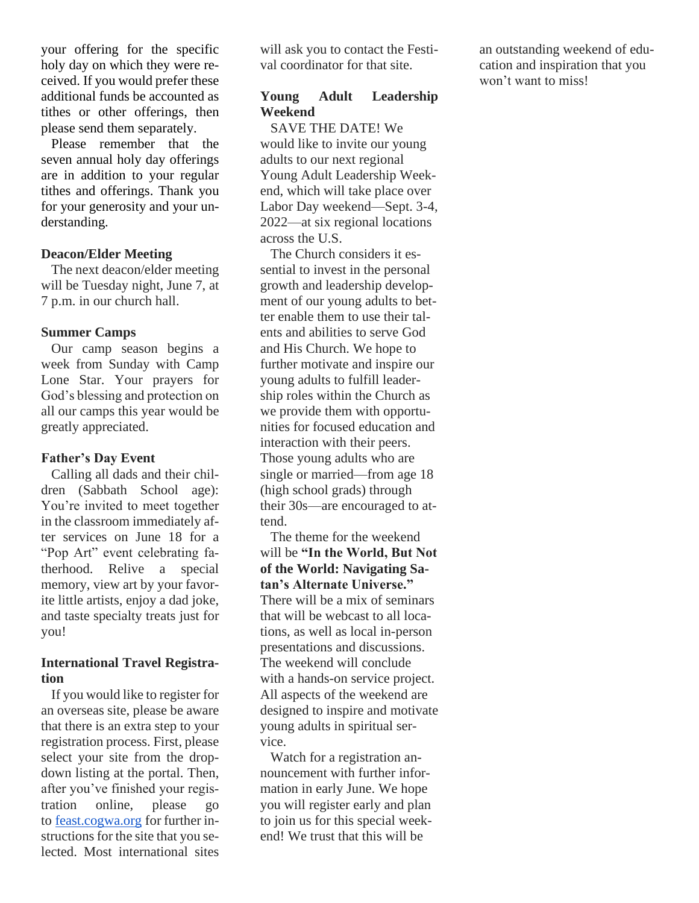your offering for the specific holy day on which they were received. If you would prefer these additional funds be accounted as tithes or other offerings, then please send them separately.

Please remember that the seven annual holy day offerings are in addition to your regular tithes and offerings. Thank you for your generosity and your understanding.

**Deacon/Elder Meeting**

The next deacon/elder meeting will be Tuesday night, June 7, at 7 p.m. in our church hall.

**Summer Camps**

Our camp season begins a week from Sunday with Camp Lone Star. Your prayers for God's blessing and protection on all our camps this year would be greatly appreciated.

**Father's Day Event**

Calling all dads and their children (Sabbath School age): You're invited to meet together in the classroom immediately after services on June 18 for a "Pop Art" event celebrating fatherhood. Relive a special memory, view art by your favorite little artists, enjoy a dad joke, and taste specialty treats just for you!

**International Travel Registration**

If you would like to register for an overseas site, please be aware that there is an extra step to your registration process. First, please select your site from the dropdown listing at the portal. Then, after you've finished your registration online, please go to feast.cogwa.org for further instructions for the site that you selected. Most international sites will ask you to contact the Festival coordinator for that site.

**Young Adult Leadership Weekend**

SAVE THE DATE! We would like to invite our young adults to our next regional Young Adult Leadership Weekend, which will take place over Labor Day weekend—Sept. 3-4, 2022—at six regional locations across the U.S.

The Church considers it essential to invest in the personal growth and leadership development of our young adults to better enable them to use their talents and abilities to serve God and His Church. We hope to further motivate and inspire our young adults to fulfill leadership roles within the Church as we provide them with opportunities for focused education and interaction with their peers. Those young adults who are single or married—from age 18 (high school grads) through their 30s—are encouraged to attend.

The theme for the weekend will be **"In the World, But Not of the World: Navigating Satan's Alternate Universe."** There will be a mix of seminars that will be webcast to all locations, as well as local in-person presentations and discussions. The weekend will conclude with a hands-on service project. All aspects of the weekend are designed to inspire and motivate young adults in spiritual service.

Watch for a registration announcement with further information in early June. We hope you will register early and plan to join us for this special weekend! We trust that this will be an outstanding weekend of education and inspiration that you won't want to miss!